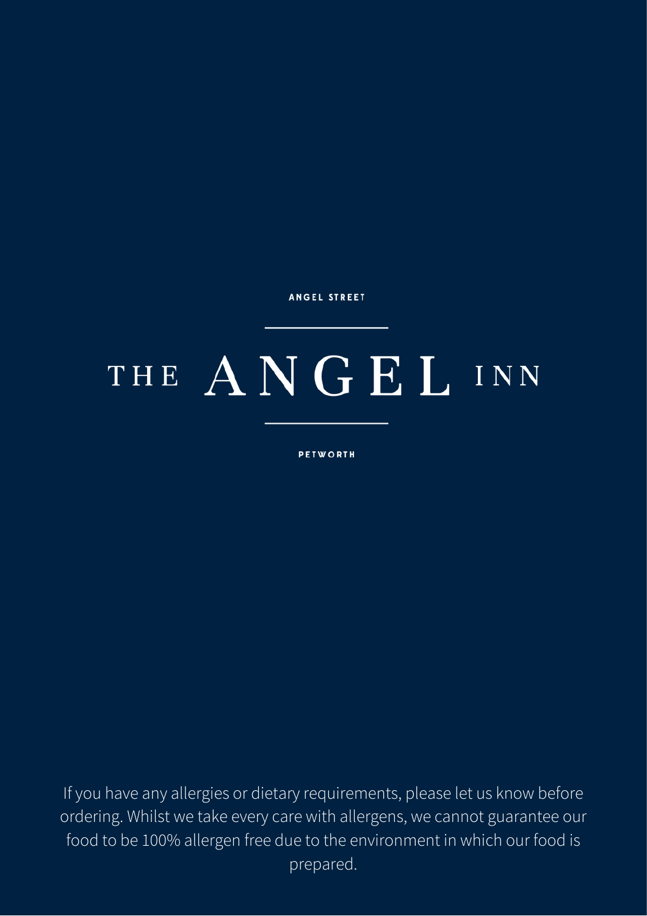ANGEL STREET

# THE ANGEL INN

PETWORTH

If you have any allergies or dietary requirements, please let us know before ordering. Whilst we take every care with allergens, we cannot guarantee our food to be 100% allergen free due to the environment in which our food is prepared.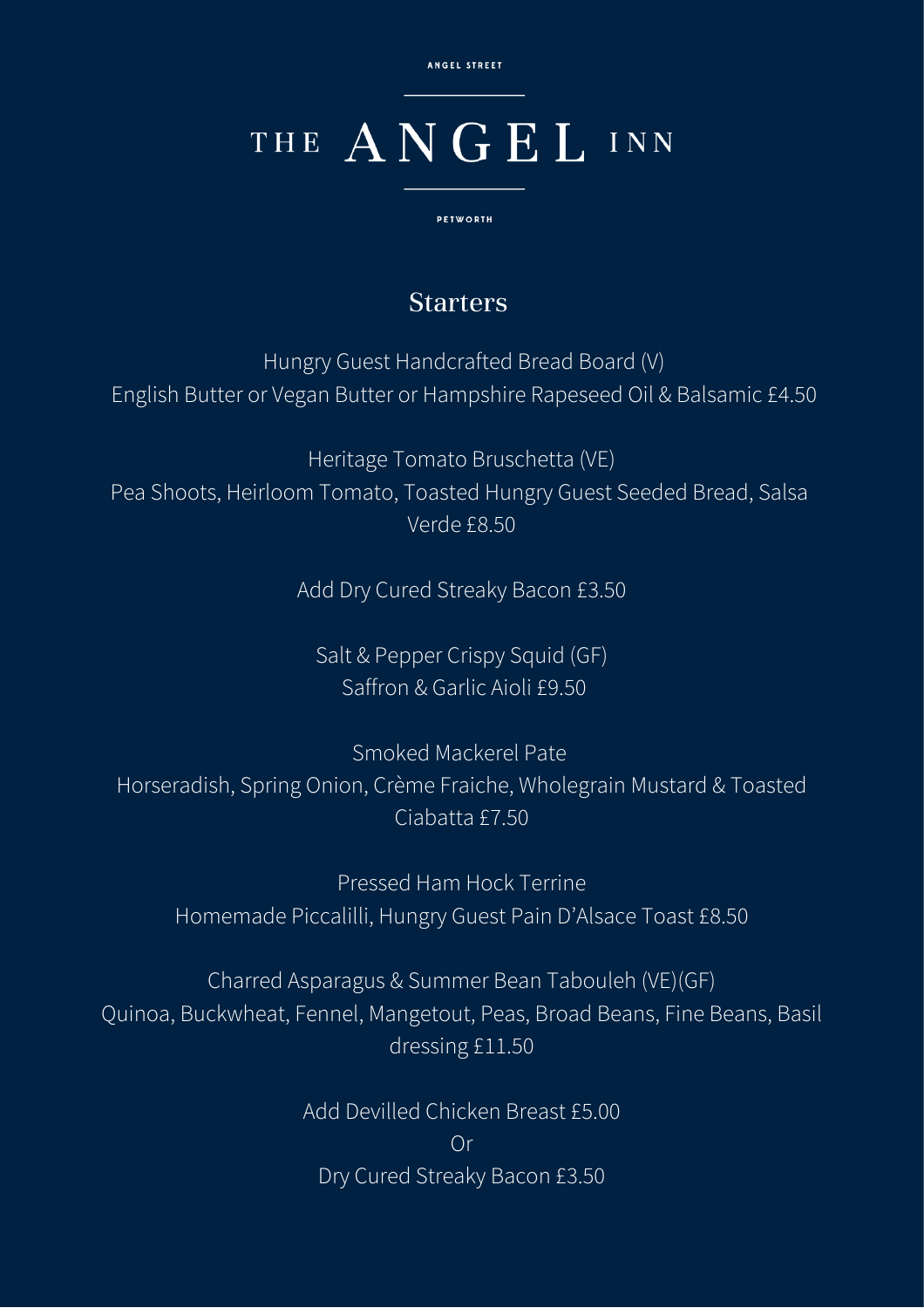ANGEL STREET

# THE ANGEL INN

PETWORTH

## Starters

Hungry Guest Handcrafted Bread Board (V)
English Butter or Vegan Butter or Hampshire Rapeseed Oil & Balsamic £4.50

Heritage Tomato Bruschetta (VE)
Pea Shoots, Heirloom Tomato, Toasted Hungry Guest Seeded Bread, Salsa Verde £8.50

Add Dry Cured Streaky Bacon £3.50

Salt & Pepper Crispy Squid (GF)
Saffron & Garlic Aioli £9.50

Smoked Mackerel Pate
Horseradish, Spring Onion, Crème Fraiche, Wholegrain Mustard & Toasted Ciabatta £7.50

Pressed Ham Hock Terrine
Homemade Piccalilli, Hungry Guest Pain D'Alsace Toast £8.50

Charred Asparagus & Summer Bean Tabouleh (VE)(GF)
Quinoa, Buckwheat, Fennel, Mangetout, Peas, Broad Beans, Fine Beans, Basil dressing £11.50

Add Devilled Chicken Breast £5.00
Or
Dry Cured Streaky Bacon £3.50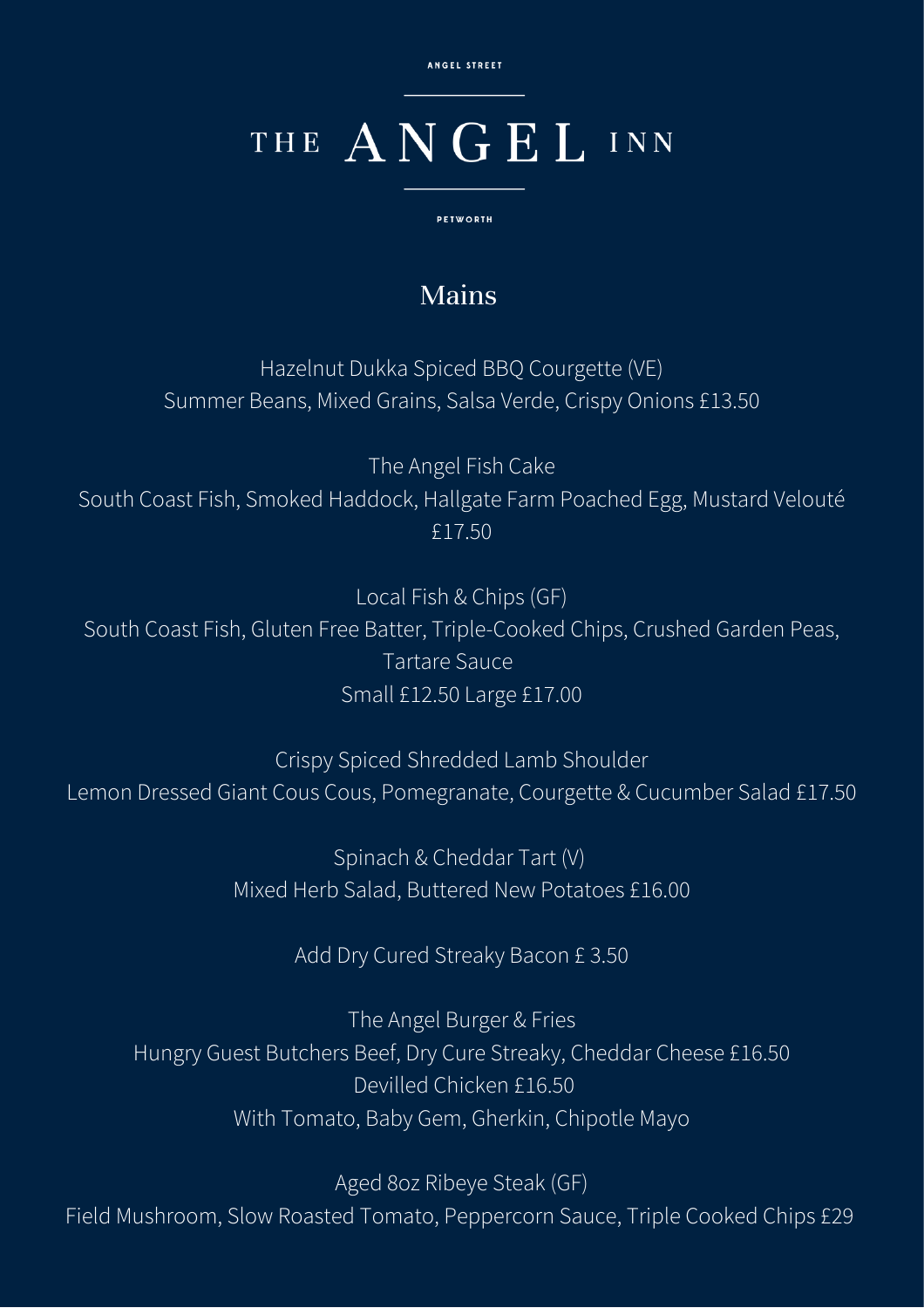ANGEL STREET

# THE ANGEL INN

PETWORTH

## Mains

Hazelnut Dukka Spiced BBQ Courgette (VE)
Summer Beans, Mixed Grains, Salsa Verde, Crispy Onions £13.50

The Angel Fish Cake
South Coast Fish, Smoked Haddock, Hallgate Farm Poached Egg, Mustard Velouté
£17.50

Local Fish & Chips (GF)
South Coast Fish, Gluten Free Batter, Triple-Cooked Chips, Crushed Garden Peas, Tartare Sauce
Small £12.50 Large £17.00

Crispy Spiced Shredded Lamb Shoulder
Lemon Dressed Giant Cous Cous, Pomegranate, Courgette & Cucumber Salad £17.50

Spinach & Cheddar Tart (V)
Mixed Herb Salad, Buttered New Potatoes £16.00

Add Dry Cured Streaky Bacon £ 3.50

The Angel Burger & Fries
Hungry Guest Butchers Beef, Dry Cure Streaky, Cheddar Cheese £16.50
Devilled Chicken £16.50
With Tomato, Baby Gem, Gherkin, Chipotle Mayo

Aged 8oz Ribeye Steak (GF)
Field Mushroom, Slow Roasted Tomato, Peppercorn Sauce, Triple Cooked Chips £29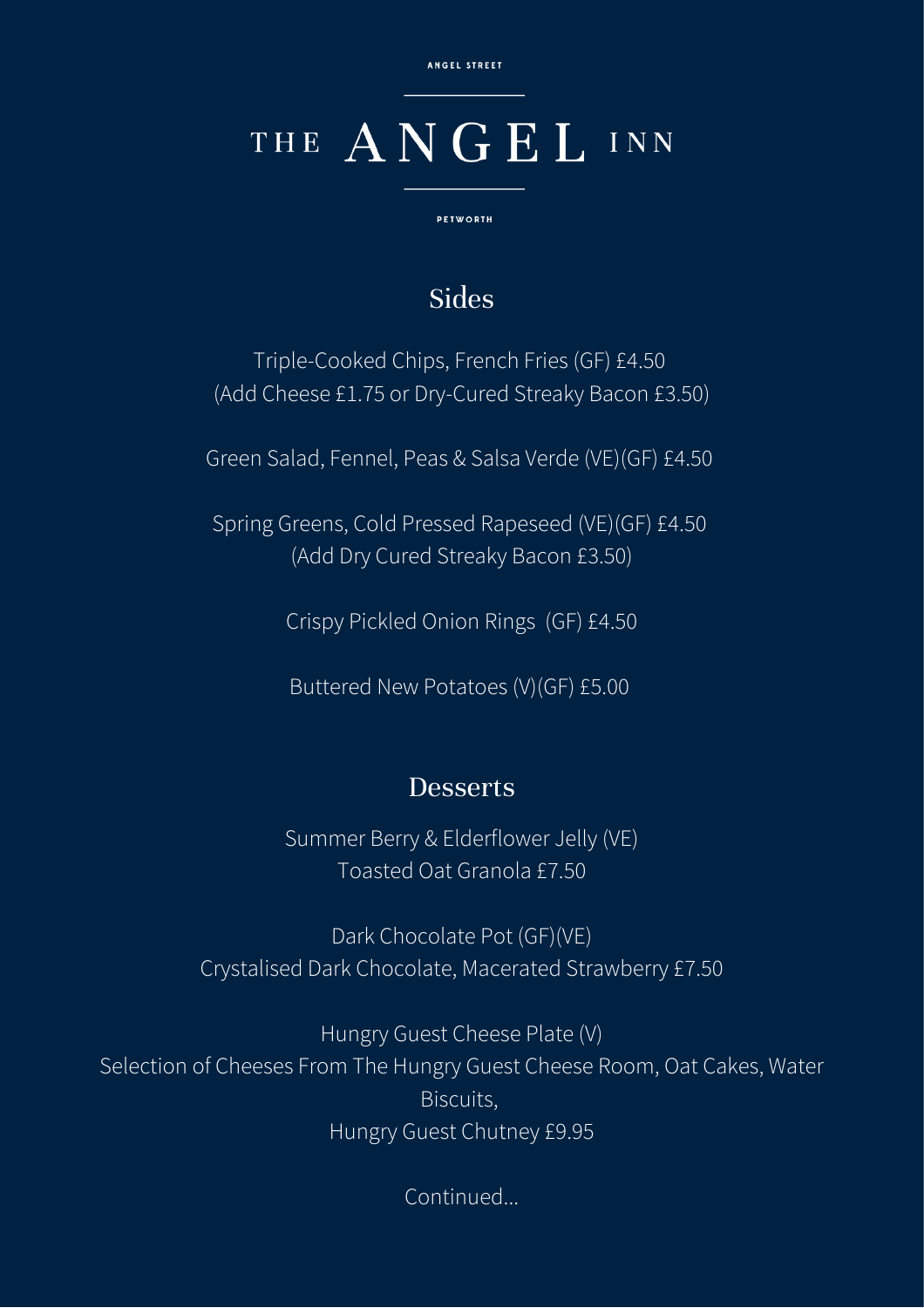ANGEL STREET

# THE ANGEL INN

PETWORTH

## Sides

Triple-Cooked Chips, French Fries (GF) £4.50
(Add Cheese £1.75 or Dry-Cured Streaky Bacon £3.50)

Green Salad, Fennel, Peas & Salsa Verde (VE)(GF) £4.50

Spring Greens, Cold Pressed Rapeseed (VE)(GF) £4.50
(Add Dry Cured Streaky Bacon £3.50)

Crispy Pickled Onion Rings (GF) £4.50

Buttered New Potatoes (V)(GF) £5.00

## Desserts

Summer Berry & Elderflower Jelly (VE)
Toasted Oat Granola £7.50

Dark Chocolate Pot (GF)(VE)
Crystalised Dark Chocolate, Macerated Strawberry £7.50

Hungry Guest Cheese Plate (V)
Selection of Cheeses From The Hungry Guest Cheese Room, Oat Cakes, Water Biscuits,
Hungry Guest Chutney £9.95

Continued...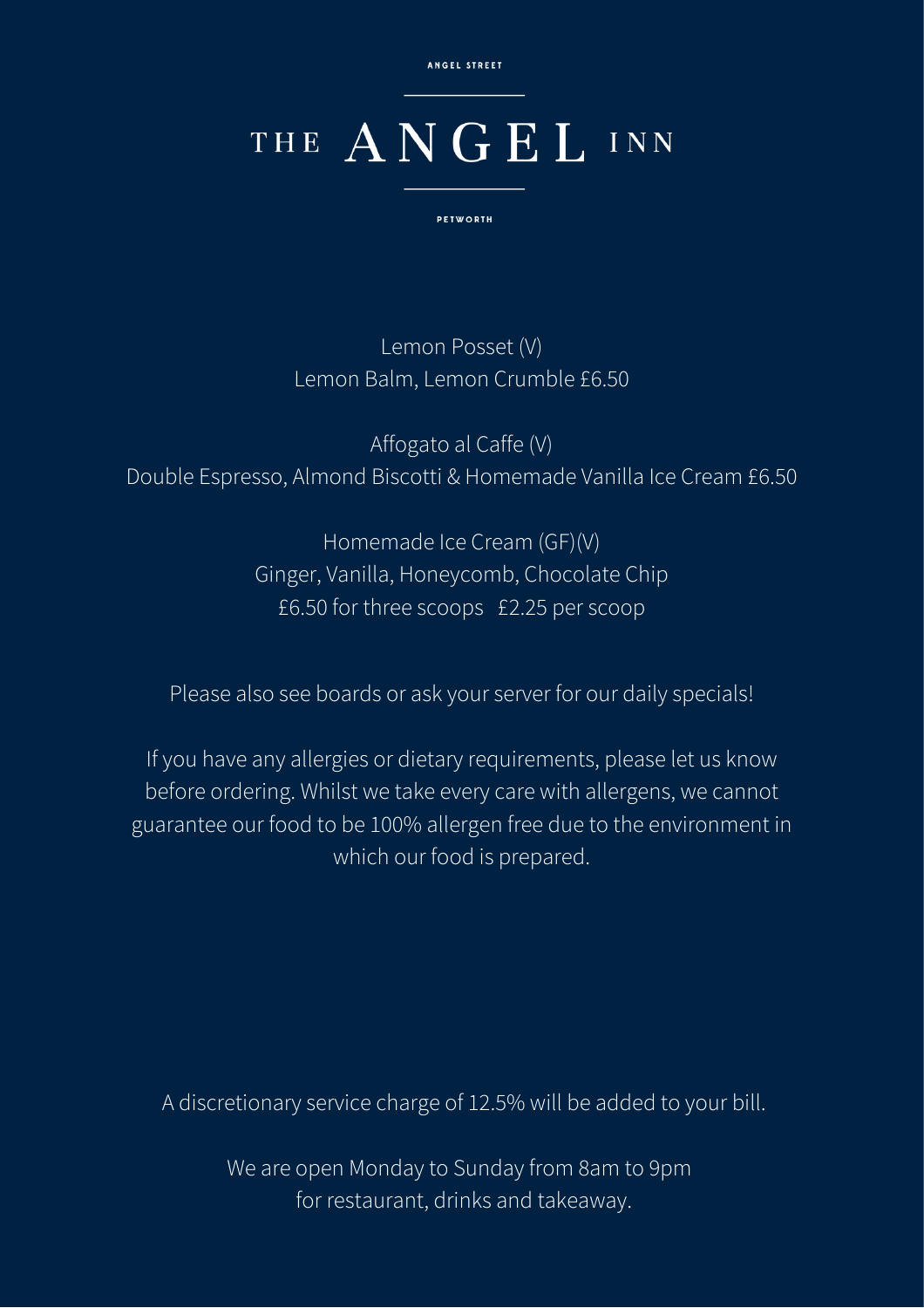ANGEL STREET

# THE ANGEL INN

PETWORTH

Lemon Posset (V)
Lemon Balm, Lemon Crumble £6.50

Affogato al Caffe (V)
Double Espresso, Almond Biscotti & Homemade Vanilla Ice Cream £6.50

Homemade Ice Cream (GF)(V)
Ginger, Vanilla, Honeycomb, Chocolate Chip
£6.50 for three scoops   £2.25 per scoop

Please also see boards or ask your server for our daily specials!

If you have any allergies or dietary requirements, please let us know before ordering. Whilst we take every care with allergens, we cannot guarantee our food to be 100% allergen free due to the environment in which our food is prepared.

A discretionary service charge of 12.5% will be added to your bill.

We are open Monday to Sunday from 8am to 9pm
for restaurant, drinks and takeaway.